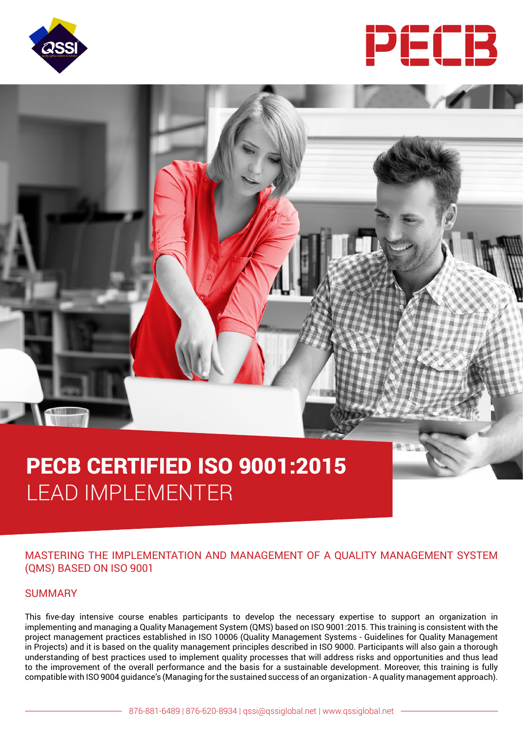# PECB CERTIFIED ISO 9001:2015 LEAD IMPLEMENTER

## MASTERING THE IMPLEMENTATION AND MANAGEMENT OF A QUALITY MANAGEMENT SYSTEM (QMS) BASED ON ISO 9001

## SUMMARY

This five-day intensive course enables participants to develop the necessary expertise to support an organization in implementing and managing a Quality Management System (QMS) based on ISO 9001:2015. This training is consistent with the project management practices established in ISO 10006 (Quality Management Systems - Guidelines for Quality Management in Projects) and it is based on the quality management principles described in ISO 9000. Participants will also gain a thorough understanding of best practices used to implement quality processes that will address risks and opportunities and thus lead to the improvement of the overall performance and the basis for a sustainable development. Moreover, this training is fully compatible with ISO 9004 guidance's (Managing for the sustained success of an organization - A quality management approach).

876-881-6489 | 876-620-8934 | qssi@qssiglobal.net | www.qssiglobal.net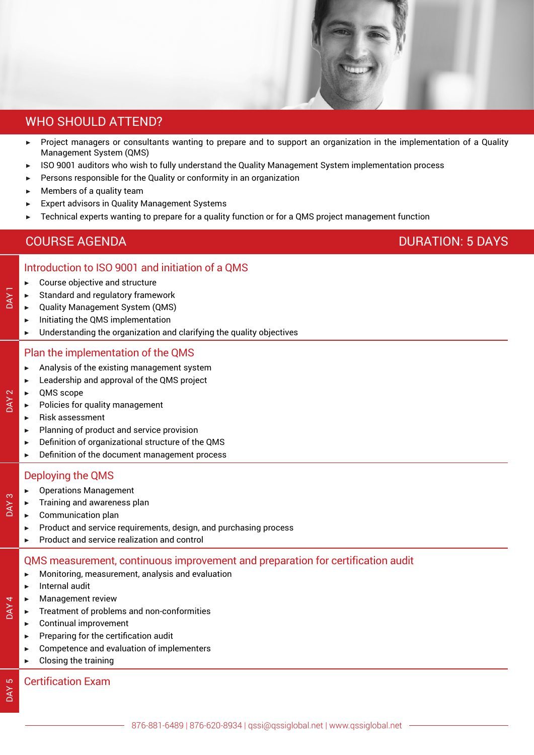## WHO SHOULD ATTEND?

- Project managers or consultants wanting to prepare and to support an organization in the implementation of a Quality Management System (QMS)
- ISO 9001 auditors who wish to fully understand the Quality Management System implementation process
- Persons responsible for the Quality or conformity in an organization
- Members of a quality team
- Expert advisors in Quality Management Systems
- Technical experts wanting to prepare for a quality function or for a QMS project management function

## COURSE AGENDA

**DURATION: 5 DAYS**

### DAY 1 — Introduction to ISO 9001 and initiation of a QMS

- Course objective and structure
- Standard and regulatory framework
- Quality Management System (QMS)
- Initiating the QMS implementation
- Understanding the organization and clarifying the quality objectives

### DAY 2 — Plan the implementation of the QMS

- Analysis of the existing management system
- Leadership and approval of the QMS project
- QMS scope
- Policies for quality management
- Risk assessment
- Planning of product and service provision
- Definition of organizational structure of the QMS
- Definition of the document management process

### DAY 3 — Deploying the QMS

- Operations Management
- Training and awareness plan
- Communication plan
- Product and service requirements, design, and purchasing process
- Product and service realization and control

### DAY 4 — QMS measurement, continuous improvement and preparation for certification audit

- Monitoring, measurement, analysis and evaluation
- Internal audit
- Management review
- Treatment of problems and non-conformities
- Continual improvement
- Preparing for the certification audit
- Competence and evaluation of implementers
- Closing the training

### DAY 5 — Certification Exam

876-881-6489 | 876-620-8934 | qssi@qssiglobal.net | www.qssiglobal.net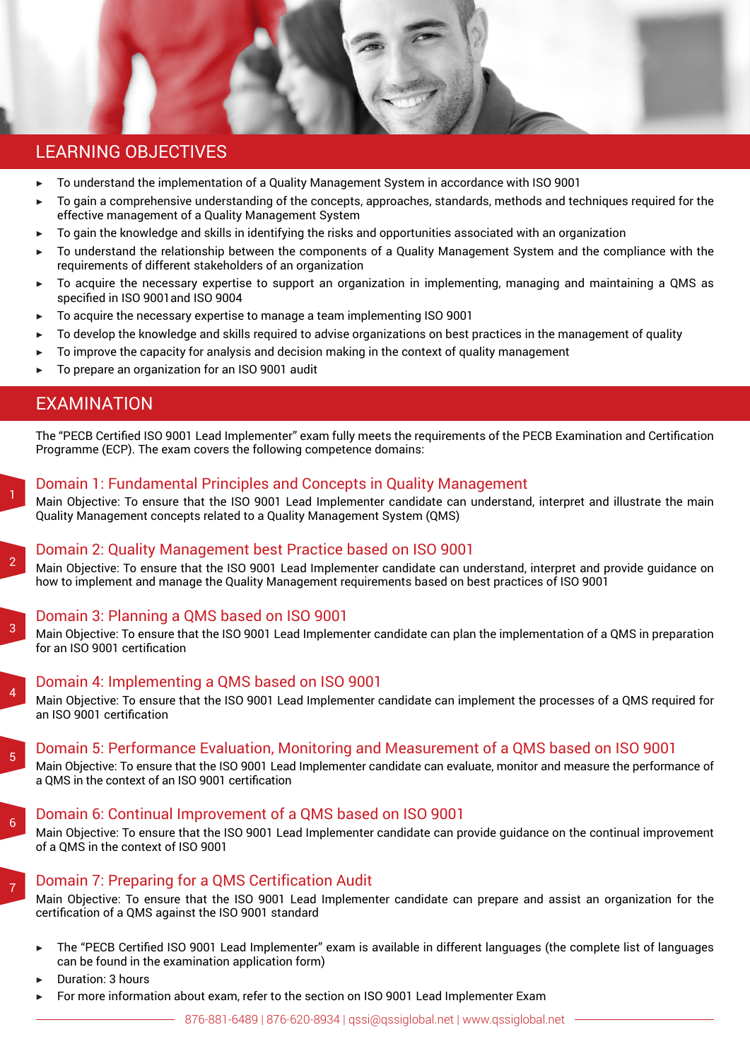## LEARNING OBJECTIVES

- To understand the implementation of a Quality Management System in accordance with ISO 9001
- To gain a comprehensive understanding of the concepts, approaches, standards, methods and techniques required for the effective management of a Quality Management System
- To gain the knowledge and skills in identifying the risks and opportunities associated with an organization
- To understand the relationship between the components of a Quality Management System and the compliance with the requirements of different stakeholders of an organization
- To acquire the necessary expertise to support an organization in implementing, managing and maintaining a QMS as specified in ISO 9001and ISO 9004
- To acquire the necessary expertise to manage a team implementing ISO 9001
- To develop the knowledge and skills required to advise organizations on best practices in the management of quality
- To improve the capacity for analysis and decision making in the context of quality management
- To prepare an organization for an ISO 9001 audit

## EXAMINATION

The "PECB Certified ISO 9001 Lead Implementer" exam fully meets the requirements of the PECB Examination and Certification Programme (ECP). The exam covers the following competence domains:

### Domain 1: Fundamental Principles and Concepts in Quality Management

Main Objective: To ensure that the ISO 9001 Lead Implementer candidate can understand, interpret and illustrate the main Quality Management concepts related to a Quality Management System (QMS)

### Domain 2: Quality Management best Practice based on ISO 9001

Main Objective: To ensure that the ISO 9001 Lead Implementer candidate can understand, interpret and provide guidance on how to implement and manage the Quality Management requirements based on best practices of ISO 9001

### Domain 3: Planning a QMS based on ISO 9001

Main Objective: To ensure that the ISO 9001 Lead Implementer candidate can plan the implementation of a QMS in preparation for an ISO 9001 certification

### Domain 4: Implementing a QMS based on ISO 9001

Main Objective: To ensure that the ISO 9001 Lead Implementer candidate can implement the processes of a QMS required for an ISO 9001 certification

### Domain 5: Performance Evaluation, Monitoring and Measurement of a QMS based on ISO 9001

Main Objective: To ensure that the ISO 9001 Lead Implementer candidate can evaluate, monitor and measure the performance of a QMS in the context of an ISO 9001 certification

### Domain 6: Continual Improvement of a QMS based on ISO 9001

Main Objective: To ensure that the ISO 9001 Lead Implementer candidate can provide guidance on the continual improvement of a QMS in the context of ISO 9001

### Domain 7: Preparing for a QMS Certification Audit

Main Objective: To ensure that the ISO 9001 Lead Implementer candidate can prepare and assist an organization for the certification of a QMS against the ISO 9001 standard

- The "PECB Certified ISO 9001 Lead Implementer" exam is available in different languages (the complete list of languages can be found in the examination application form)
- Duration: 3 hours
- For more information about exam, refer to the section on ISO 9001 Lead Implementer Exam

876-881-6489 | 876-620-8934 | qssi@qssiglobal.net | www.qssiglobal.net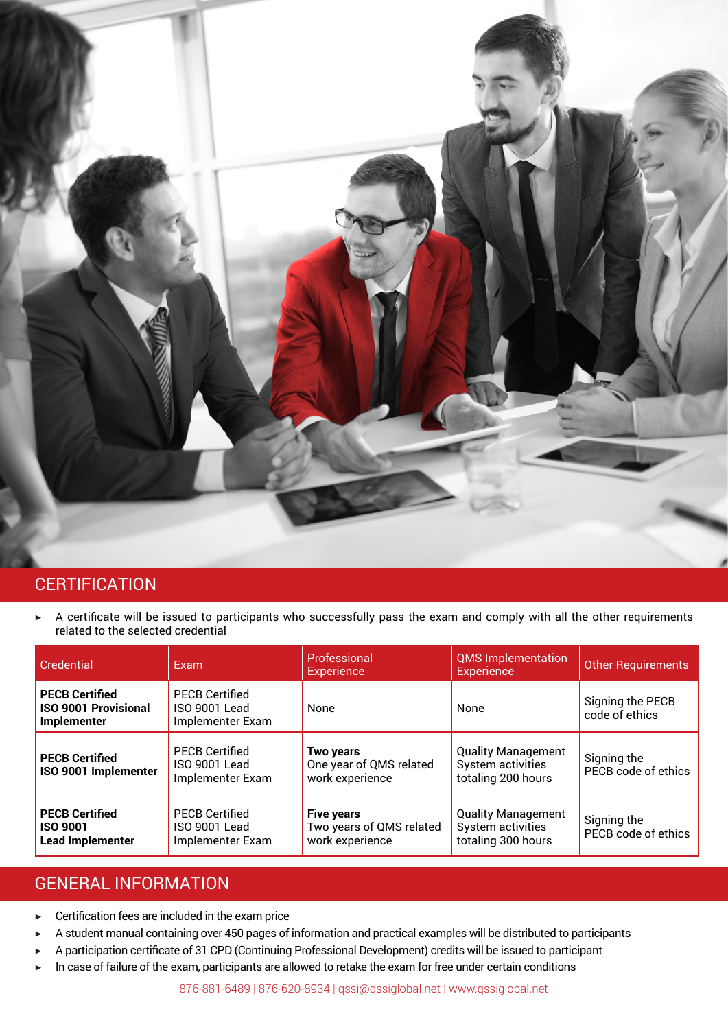## CERTIFICATION

- A certificate will be issued to participants who successfully pass the exam and comply with all the other requirements related to the selected credential

| Credential | Exam | Professional Experience | QMS Implementation Experience | Other Requirements |
|---|---|---|---|---|
| **PECB Certified ISO 9001 Provisional Implementer** | PECB Certified ISO 9001 Lead Implementer Exam | None | None | Signing the PECB code of ethics |
| **PECB Certified ISO 9001 Implementer** | PECB Certified ISO 9001 Lead Implementer Exam | **Two years** One year of QMS related work experience | Quality Management System activities totaling 200 hours | Signing the PECB code of ethics |
| **PECB Certified ISO 9001 Lead Implementer** | PECB Certified ISO 9001 Lead Implementer Exam | **Five years** Two years of QMS related work experience | Quality Management System activities totaling 300 hours | Signing the PECB code of ethics |

## GENERAL INFORMATION

- Certification fees are included in the exam price
- A student manual containing over 450 pages of information and practical examples will be distributed to participants
- A participation certificate of 31 CPD (Continuing Professional Development) credits will be issued to participant
- In case of failure of the exam, participants are allowed to retake the exam for free under certain conditions

876-881-6489 | 876-620-8934 | qssi@qssiglobal.net | www.qssiglobal.net